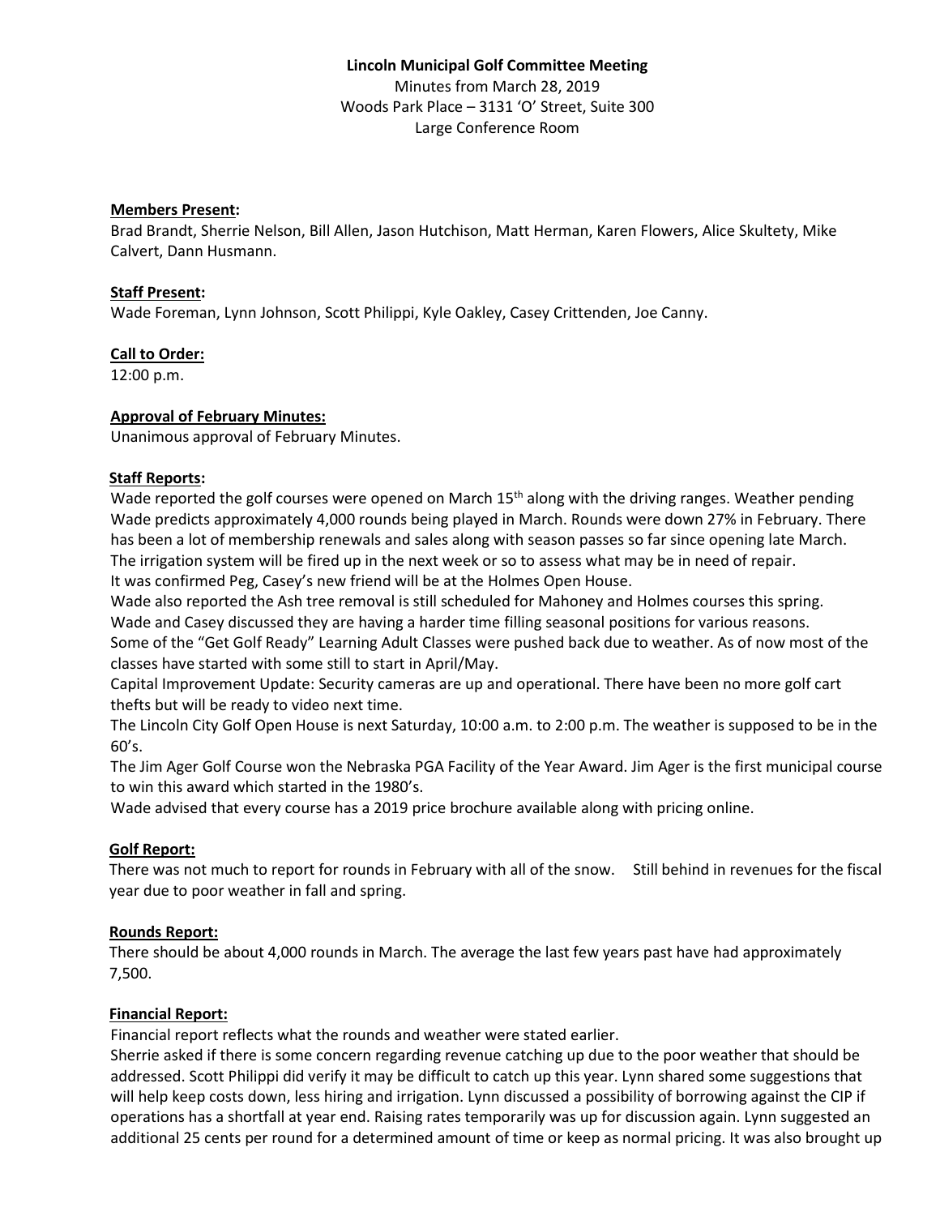**Lincoln Municipal Golf Committee Meeting**

Minutes from March 28, 2019

Woods Park Place – 3131 'O' Street, Suite 300

Large Conference Room

**Members Present:**

Brad Brandt, Sherrie Nelson, Bill Allen, Jason Hutchison, Matt Herman, Karen Flowers, Alice Skultety, Mike Calvert, Dann Husmann.

**Staff Present:**

Wade Foreman, Lynn Johnson, Scott Philippi, Kyle Oakley, Casey Crittenden, Joe Canny.

**Call to Order:**

12:00 p.m.

**Approval of February Minutes:**

Unanimous approval of February Minutes.

**Staff Reports:**

Wade reported the golf courses were opened on March 15th along with the driving ranges. Weather pending Wade predicts approximately 4,000 rounds being played in March. Rounds were down 27% in February. There has been a lot of membership renewals and sales along with season passes so far since opening late March.

The irrigation system will be fired up in the next week or so to assess what may be in need of repair.

It was confirmed Peg, Casey's new friend will be at the Holmes Open House.

Wade also reported the Ash tree removal is still scheduled for Mahoney and Holmes courses this spring.

Wade and Casey discussed they are having a harder time filling seasonal positions for various reasons.

Some of the "Get Golf Ready" Learning Adult Classes were pushed back due to weather. As of now most of the classes have started with some still to start in April/May.

Capital Improvement Update: Security cameras are up and operational. There have been no more golf cart thefts but will be ready to video next time.

The Lincoln City Golf Open House is next Saturday, 10:00 a.m. to 2:00 p.m. The weather is supposed to be in the 60's.

The Jim Ager Golf Course won the Nebraska PGA Facility of the Year Award. Jim Ager is the first municipal course to win this award which started in the 1980's.

Wade advised that every course has a 2019 price brochure available along with pricing online.

**Golf Report:**

There was not much to report for rounds in February with all of the snow. Still behind in revenues for the fiscal year due to poor weather in fall and spring.

**Rounds Report:**

There should be about 4,000 rounds in March. The average the last few years past have had approximately 7,500.

**Financial Report:**

Financial report reflects what the rounds and weather were stated earlier.

Sherrie asked if there is some concern regarding revenue catching up due to the poor weather that should be addressed. Scott Philippi did verify it may be difficult to catch up this year. Lynn shared some suggestions that will help keep costs down, less hiring and irrigation. Lynn discussed a possibility of borrowing against the CIP if operations has a shortfall at year end. Raising rates temporarily was up for discussion again. Lynn suggested an additional 25 cents per round for a determined amount of time or keep as normal pricing. It was also brought up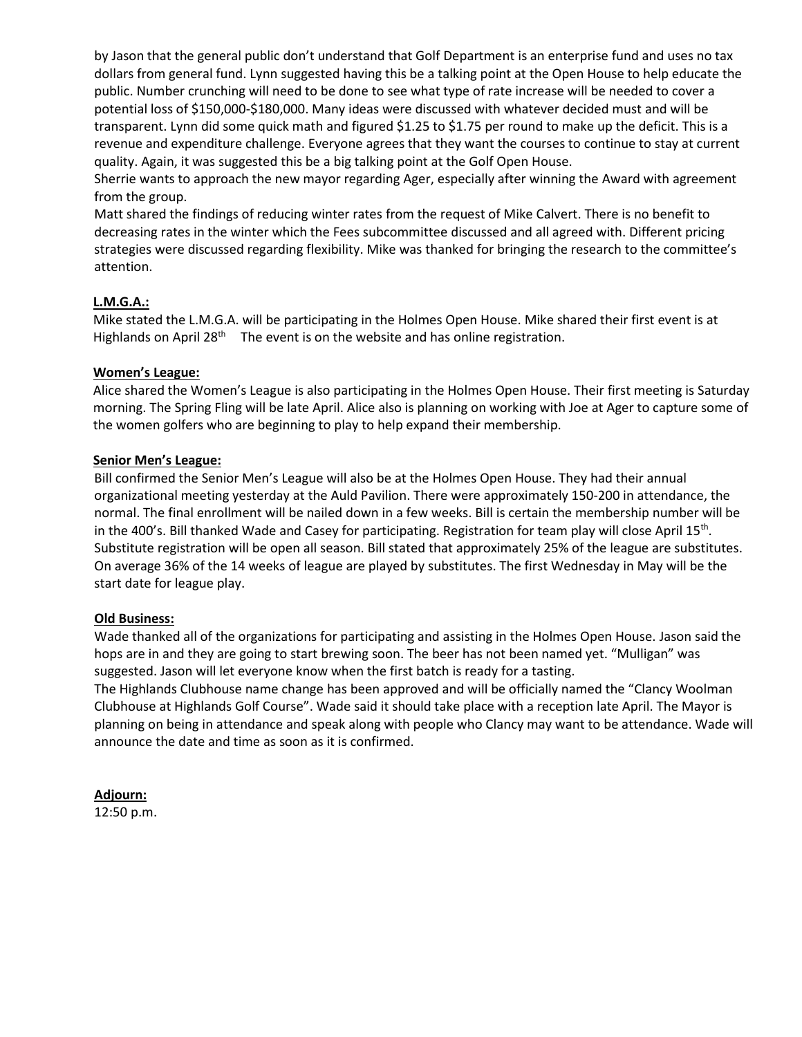by Jason that the general public don't understand that Golf Department is an enterprise fund and uses no tax dollars from general fund. Lynn suggested having this be a talking point at the Open House to help educate the public. Number crunching will need to be done to see what type of rate increase will be needed to cover a potential loss of $150,000-$180,000. Many ideas were discussed with whatever decided must and will be transparent. Lynn did some quick math and figured $1.25 to $1.75 per round to make up the deficit. This is a revenue and expenditure challenge. Everyone agrees that they want the courses to continue to stay at current quality. Again, it was suggested this be a big talking point at the Golf Open House.

Sherrie wants to approach the new mayor regarding Ager, especially after winning the Award with agreement from the group.

Matt shared the findings of reducing winter rates from the request of Mike Calvert. There is no benefit to decreasing rates in the winter which the Fees subcommittee discussed and all agreed with. Different pricing strategies were discussed regarding flexibility. Mike was thanked for bringing the research to the committee's attention.

**L.M.G.A.:**

Mike stated the L.M.G.A. will be participating in the Holmes Open House. Mike shared their first event is at Highlands on April 28th    The event is on the website and has online registration.

**Women's League:**

Alice shared the Women's League is also participating in the Holmes Open House. Their first meeting is Saturday morning. The Spring Fling will be late April. Alice also is planning on working with Joe at Ager to capture some of the women golfers who are beginning to play to help expand their membership.

**Senior Men's League:**

Bill confirmed the Senior Men's League will also be at the Holmes Open House. They had their annual organizational meeting yesterday at the Auld Pavilion. There were approximately 150-200 in attendance, the normal. The final enrollment will be nailed down in a few weeks. Bill is certain the membership number will be in the 400's. Bill thanked Wade and Casey for participating. Registration for team play will close April 15th. Substitute registration will be open all season. Bill stated that approximately 25% of the league are substitutes. On average 36% of the 14 weeks of league are played by substitutes. The first Wednesday in May will be the start date for league play.

**Old Business:**

Wade thanked all of the organizations for participating and assisting in the Holmes Open House. Jason said the hops are in and they are going to start brewing soon. The beer has not been named yet. "Mulligan" was suggested. Jason will let everyone know when the first batch is ready for a tasting.

The Highlands Clubhouse name change has been approved and will be officially named the "Clancy Woolman Clubhouse at Highlands Golf Course". Wade said it should take place with a reception late April. The Mayor is planning on being in attendance and speak along with people who Clancy may want to be attendance. Wade will announce the date and time as soon as it is confirmed.

**Adjourn:**

12:50 p.m.